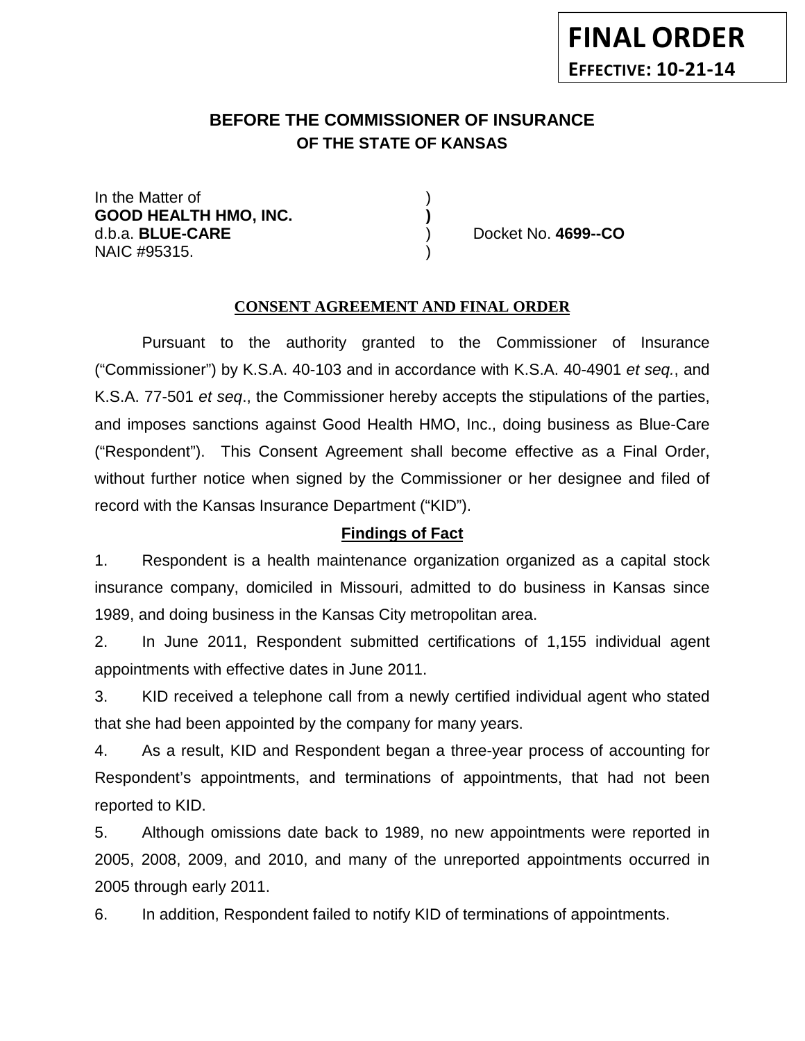**FINAL ORDER**
**EFFECTIVE: 10-21-14**

## BEFORE THE COMMISSIONER OF INSURANCE
## OF THE STATE OF KANSAS

In the Matter of )
**GOOD HEALTH HMO, INC.** **)**
d.b.a. **BLUE-CARE** ) Docket No. **4699--CO**
NAIC #95315. )

**CONSENT AGREEMENT AND FINAL ORDER**

Pursuant to the authority granted to the Commissioner of Insurance ("Commissioner") by K.S.A. 40-103 and in accordance with K.S.A. 40-4901 *et seq.*, and K.S.A. 77-501 *et seq*., the Commissioner hereby accepts the stipulations of the parties, and imposes sanctions against Good Health HMO, Inc., doing business as Blue-Care ("Respondent"). This Consent Agreement shall become effective as a Final Order, without further notice when signed by the Commissioner or her designee and filed of record with the Kansas Insurance Department ("KID").

**Findings of Fact**

1. Respondent is a health maintenance organization organized as a capital stock insurance company, domiciled in Missouri, admitted to do business in Kansas since 1989, and doing business in the Kansas City metropolitan area.

2. In June 2011, Respondent submitted certifications of 1,155 individual agent appointments with effective dates in June 2011.

3. KID received a telephone call from a newly certified individual agent who stated that she had been appointed by the company for many years.

4. As a result, KID and Respondent began a three-year process of accounting for Respondent's appointments, and terminations of appointments, that had not been reported to KID.

5. Although omissions date back to 1989, no new appointments were reported in 2005, 2008, 2009, and 2010, and many of the unreported appointments occurred in 2005 through early 2011.

6. In addition, Respondent failed to notify KID of terminations of appointments.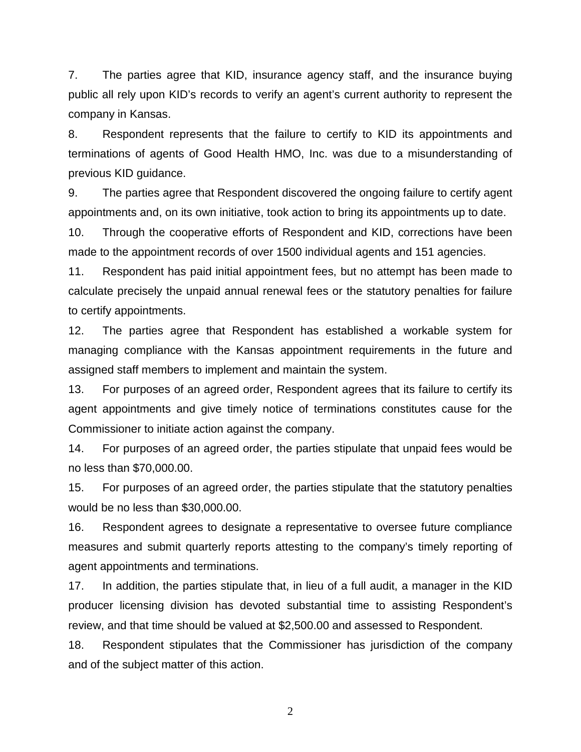7. The parties agree that KID, insurance agency staff, and the insurance buying public all rely upon KID's records to verify an agent's current authority to represent the company in Kansas.

8. Respondent represents that the failure to certify to KID its appointments and terminations of agents of Good Health HMO, Inc. was due to a misunderstanding of previous KID guidance.

9. The parties agree that Respondent discovered the ongoing failure to certify agent appointments and, on its own initiative, took action to bring its appointments up to date.

10. Through the cooperative efforts of Respondent and KID, corrections have been made to the appointment records of over 1500 individual agents and 151 agencies.

11. Respondent has paid initial appointment fees, but no attempt has been made to calculate precisely the unpaid annual renewal fees or the statutory penalties for failure to certify appointments.

12. The parties agree that Respondent has established a workable system for managing compliance with the Kansas appointment requirements in the future and assigned staff members to implement and maintain the system.

13. For purposes of an agreed order, Respondent agrees that its failure to certify its agent appointments and give timely notice of terminations constitutes cause for the Commissioner to initiate action against the company.

14. For purposes of an agreed order, the parties stipulate that unpaid fees would be no less than $70,000.00.

15. For purposes of an agreed order, the parties stipulate that the statutory penalties would be no less than $30,000.00.

16. Respondent agrees to designate a representative to oversee future compliance measures and submit quarterly reports attesting to the company's timely reporting of agent appointments and terminations.

17. In addition, the parties stipulate that, in lieu of a full audit, a manager in the KID producer licensing division has devoted substantial time to assisting Respondent's review, and that time should be valued at $2,500.00 and assessed to Respondent.

18. Respondent stipulates that the Commissioner has jurisdiction of the company and of the subject matter of this action.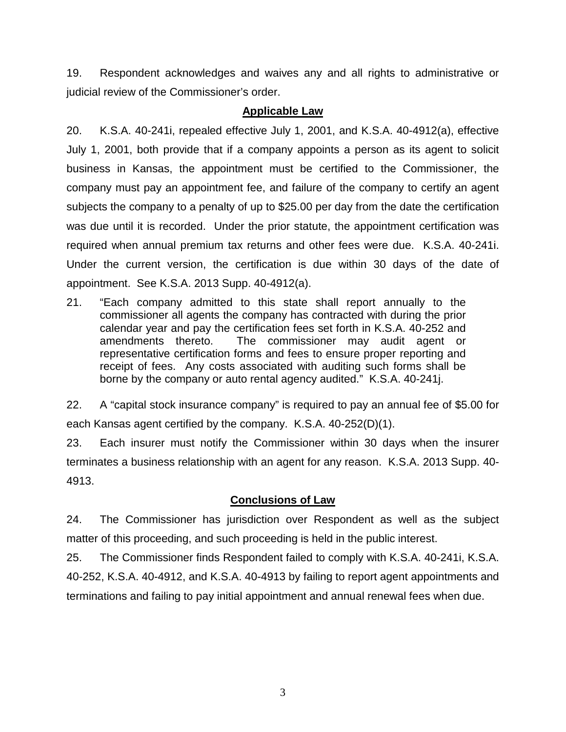19. Respondent acknowledges and waives any and all rights to administrative or judicial review of the Commissioner's order.

## Applicable Law

20. K.S.A. 40-241i, repealed effective July 1, 2001, and K.S.A. 40-4912(a), effective July 1, 2001, both provide that if a company appoints a person as its agent to solicit business in Kansas, the appointment must be certified to the Commissioner, the company must pay an appointment fee, and failure of the company to certify an agent subjects the company to a penalty of up to $25.00 per day from the date the certification was due until it is recorded. Under the prior statute, the appointment certification was required when annual premium tax returns and other fees were due. K.S.A. 40-241i. Under the current version, the certification is due within 30 days of the date of appointment. See K.S.A. 2013 Supp. 40-4912(a).

21. "Each company admitted to this state shall report annually to the commissioner all agents the company has contracted with during the prior calendar year and pay the certification fees set forth in K.S.A. 40-252 and amendments thereto. The commissioner may audit agent or representative certification forms and fees to ensure proper reporting and receipt of fees. Any costs associated with auditing such forms shall be borne by the company or auto rental agency audited." K.S.A. 40-241j.

22. A "capital stock insurance company" is required to pay an annual fee of $5.00 for each Kansas agent certified by the company. K.S.A. 40-252(D)(1).

23. Each insurer must notify the Commissioner within 30 days when the insurer terminates a business relationship with an agent for any reason. K.S.A. 2013 Supp. 40-4913.

## Conclusions of Law

24. The Commissioner has jurisdiction over Respondent as well as the subject matter of this proceeding, and such proceeding is held in the public interest.

25. The Commissioner finds Respondent failed to comply with K.S.A. 40-241i, K.S.A. 40-252, K.S.A. 40-4912, and K.S.A. 40-4913 by failing to report agent appointments and terminations and failing to pay initial appointment and annual renewal fees when due.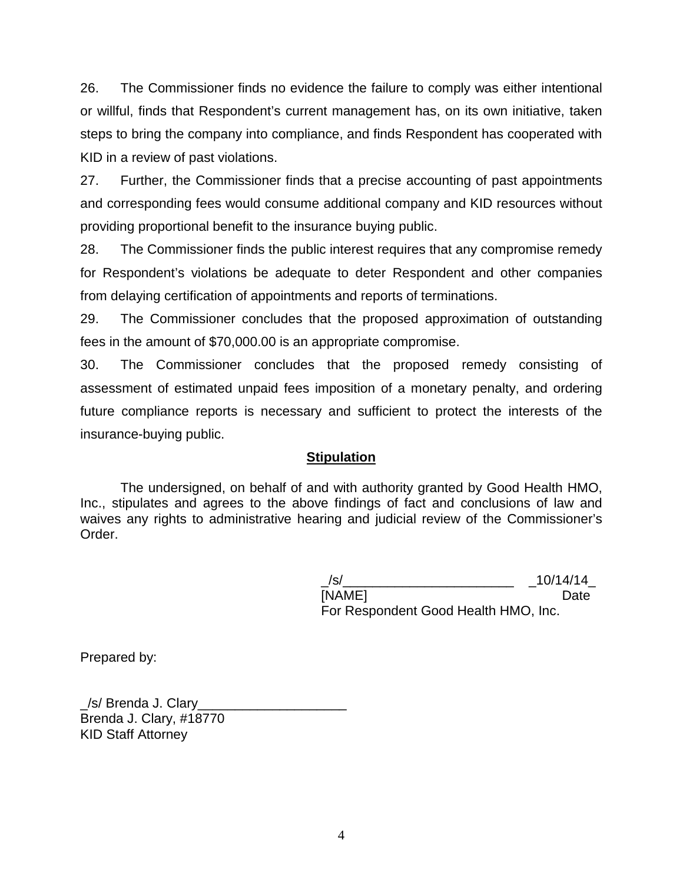26. The Commissioner finds no evidence the failure to comply was either intentional or willful, finds that Respondent's current management has, on its own initiative, taken steps to bring the company into compliance, and finds Respondent has cooperated with KID in a review of past violations.

27. Further, the Commissioner finds that a precise accounting of past appointments and corresponding fees would consume additional company and KID resources without providing proportional benefit to the insurance buying public.

28. The Commissioner finds the public interest requires that any compromise remedy for Respondent's violations be adequate to deter Respondent and other companies from delaying certification of appointments and reports of terminations.

29. The Commissioner concludes that the proposed approximation of outstanding fees in the amount of $70,000.00 is an appropriate compromise.

30. The Commissioner concludes that the proposed remedy consisting of assessment of estimated unpaid fees imposition of a monetary penalty, and ordering future compliance reports is necessary and sufficient to protect the interests of the insurance-buying public.

## **Stipulation**

The undersigned, on behalf of and with authority granted by Good Health HMO, Inc., stipulates and agrees to the above findings of fact and conclusions of law and waives any rights to administrative hearing and judicial review of the Commissioner's Order.

_/s/_______________________ _10/14/14_
[NAME] Date
For Respondent Good Health HMO, Inc.

Prepared by:

_/s/ Brenda J. Clary____________________
Brenda J. Clary, #18770
KID Staff Attorney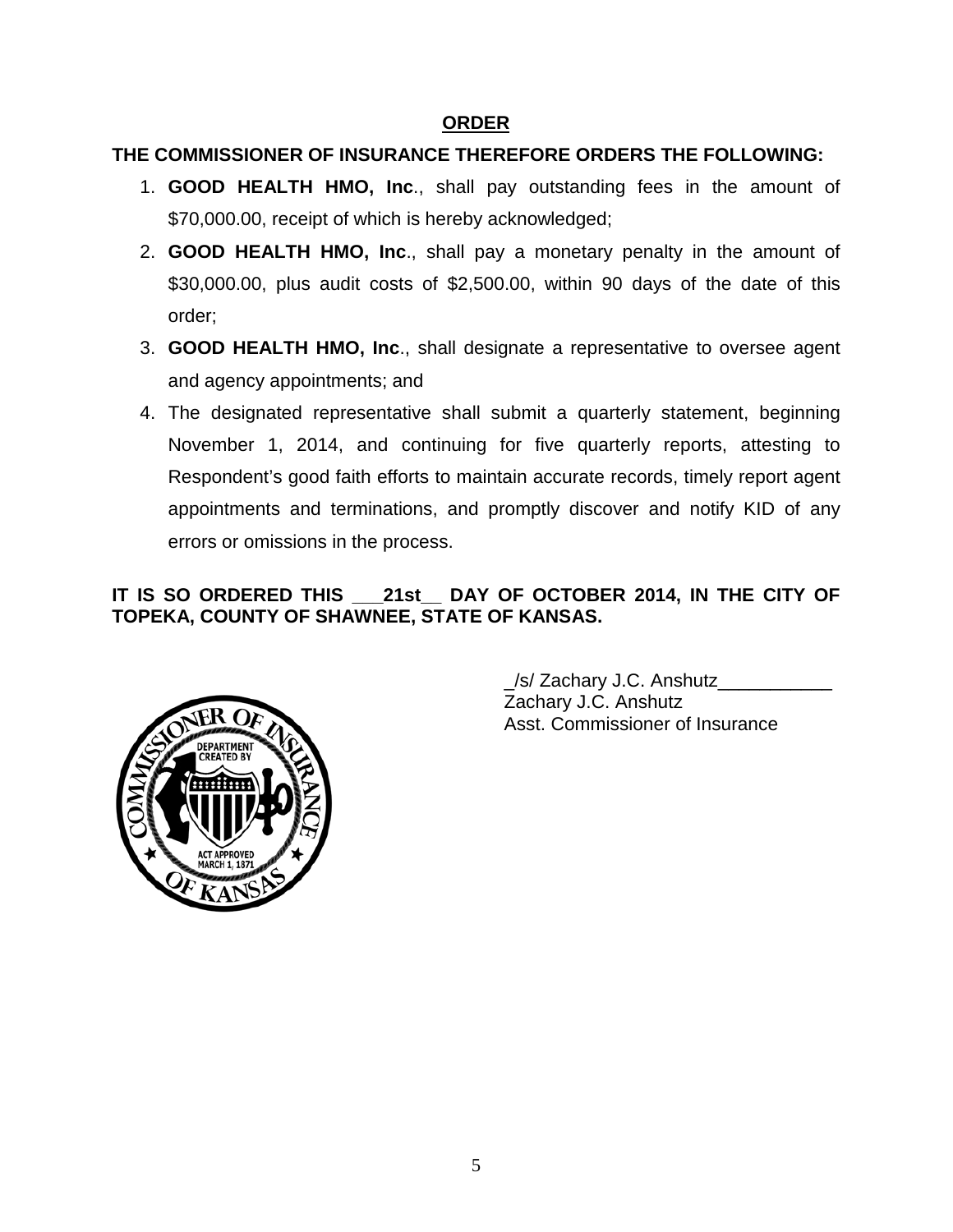## ORDER

**THE COMMISSIONER OF INSURANCE THEREFORE ORDERS THE FOLLOWING:**

1. **GOOD HEALTH HMO, Inc**., shall pay outstanding fees in the amount of $70,000.00, receipt of which is hereby acknowledged;
2. **GOOD HEALTH HMO, Inc**., shall pay a monetary penalty in the amount of $30,000.00, plus audit costs of $2,500.00, within 90 days of the date of this order;
3. **GOOD HEALTH HMO, Inc**., shall designate a representative to oversee agent and agency appointments; and
4. The designated representative shall submit a quarterly statement, beginning November 1, 2014, and continuing for five quarterly reports, attesting to Respondent's good faith efforts to maintain accurate records, timely report agent appointments and terminations, and promptly discover and notify KID of any errors or omissions in the process.

**IT IS SO ORDERED THIS ___21st__ DAY OF OCTOBER 2014, IN THE CITY OF TOPEKA, COUNTY OF SHAWNEE, STATE OF KANSAS.**

_/s/ Zachary J.C. Anshutz___________
Zachary J.C. Anshutz
Asst. Commissioner of Insurance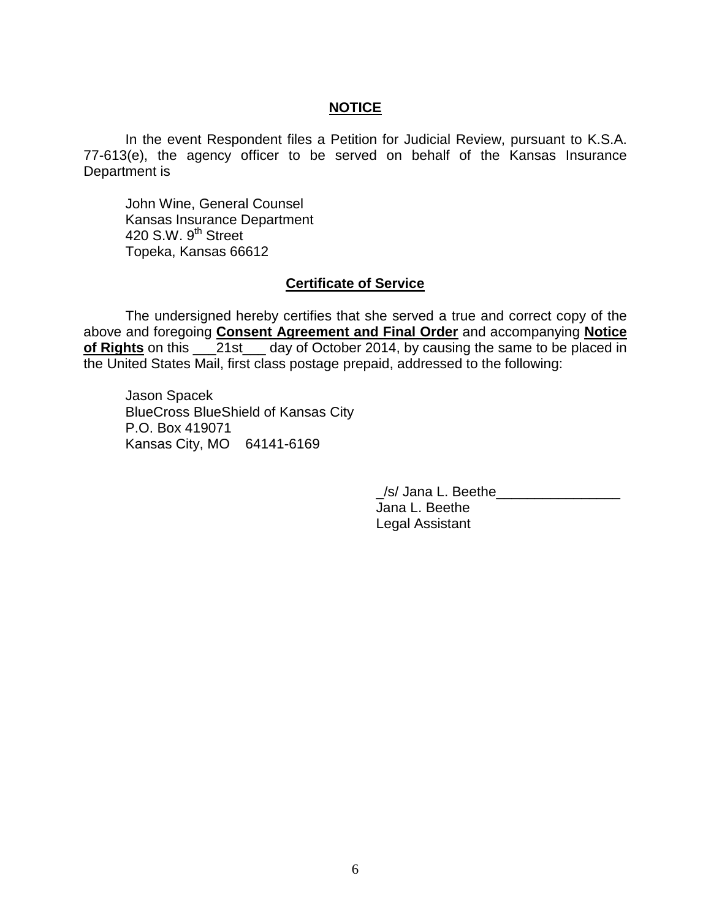## **NOTICE**

In the event Respondent files a Petition for Judicial Review, pursuant to K.S.A. 77-613(e), the agency officer to be served on behalf of the Kansas Insurance Department is

John Wine, General Counsel
Kansas Insurance Department
420 S.W. 9th Street
Topeka, Kansas 66612

## **Certificate of Service**

The undersigned hereby certifies that she served a true and correct copy of the above and foregoing **Consent Agreement and Final Order** and accompanying **Notice of Rights** on this ___21st___ day of October 2014, by causing the same to be placed in the United States Mail, first class postage prepaid, addressed to the following:

Jason Spacek
BlueCross BlueShield of Kansas City
P.O. Box 419071
Kansas City, MO 64141-6169

_/s/ Jana L. Beethe________________
Jana L. Beethe
Legal Assistant